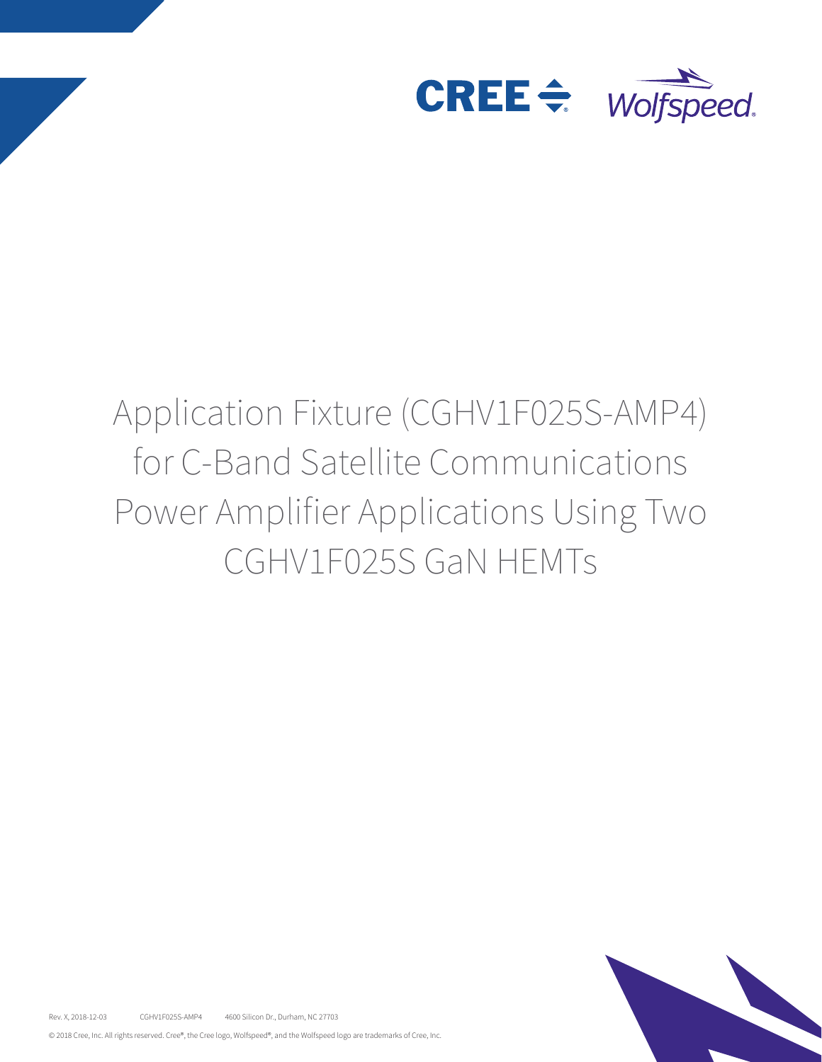# Application Fixture (CGHV1F025S-AMP4) for C-Band Satellite Communications Power Amplifier Applications Using Two CGHV1F025S GaN HEMTs

Rev. X, 2018-12-03 CGHV1F025S-AMP4 4600 Silicon Dr., Durham, NC 27703

© 2018 Cree, Inc. All rights reserved. Cree®, the Cree logo, Wolfspeed®, and the Wolfspeed logo are trademarks of Cree, Inc.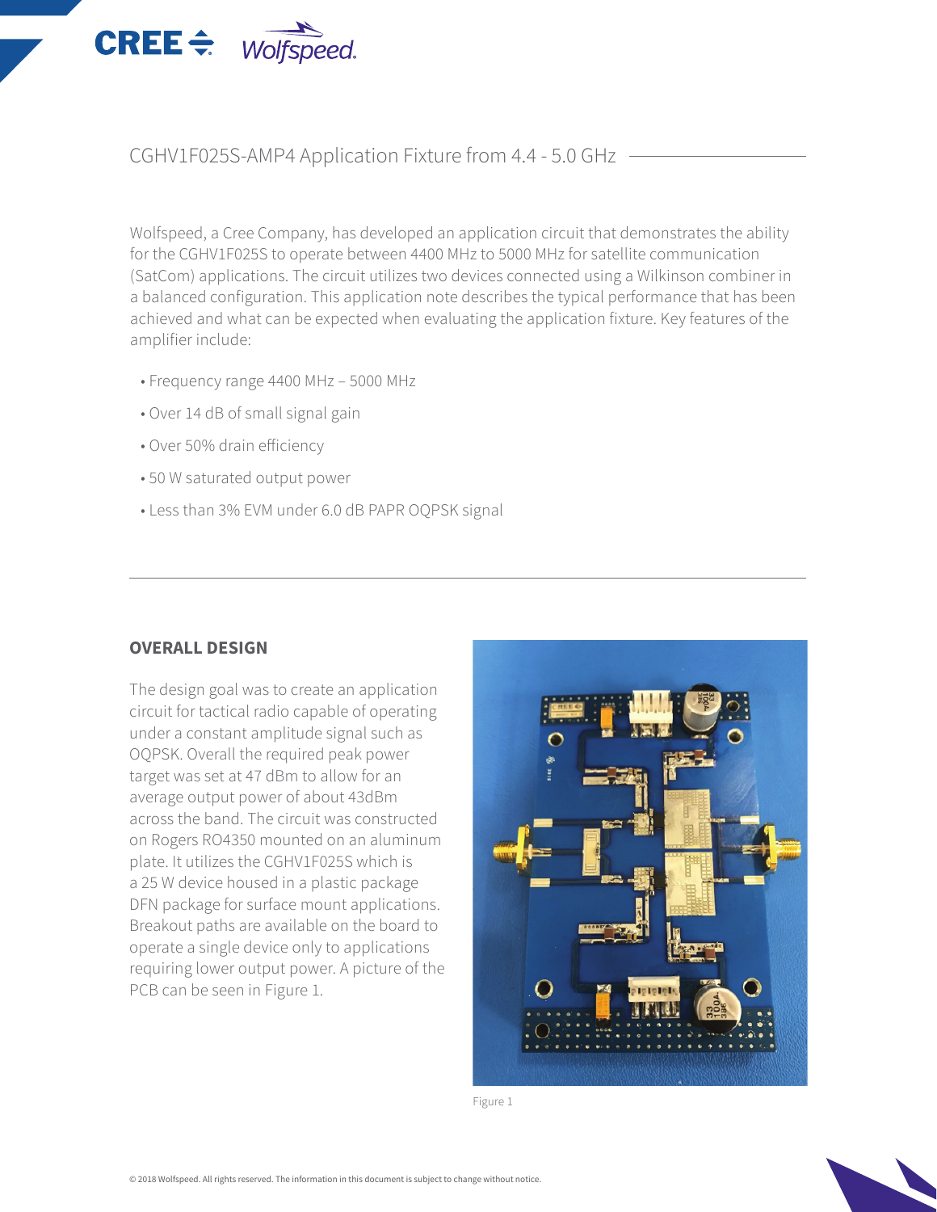## CGHV1F025S-AMP4 Application Fixture from 4.4 - 5.0 GHz

Wolfspeed, a Cree Company, has developed an application circuit that demonstrates the ability for the CGHV1F025S to operate between 4400 MHz to 5000 MHz for satellite communication (SatCom) applications. The circuit utilizes two devices connected using a Wilkinson combiner in a balanced configuration. This application note describes the typical performance that has been achieved and what can be expected when evaluating the application fixture. Key features of the amplifier include:

- Frequency range 4400 MHz – 5000 MHz
- Over 14 dB of small signal gain
- Over 50% drain efficiency
- 50 W saturated output power
- Less than 3% EVM under 6.0 dB PAPR OQPSK signal

### OVERALL DESIGN

The design goal was to create an application circuit for tactical radio capable of operating under a constant amplitude signal such as OQPSK. Overall the required peak power target was set at 47 dBm to allow for an average output power of about 43dBm across the band. The circuit was constructed on Rogers RO4350 mounted on an aluminum plate. It utilizes the CGHV1F025S which is a 25 W device housed in a plastic package DFN package for surface mount applications. Breakout paths are available on the board to operate a single device only to applications requiring lower output power. A picture of the PCB can be seen in Figure 1.

Figure 1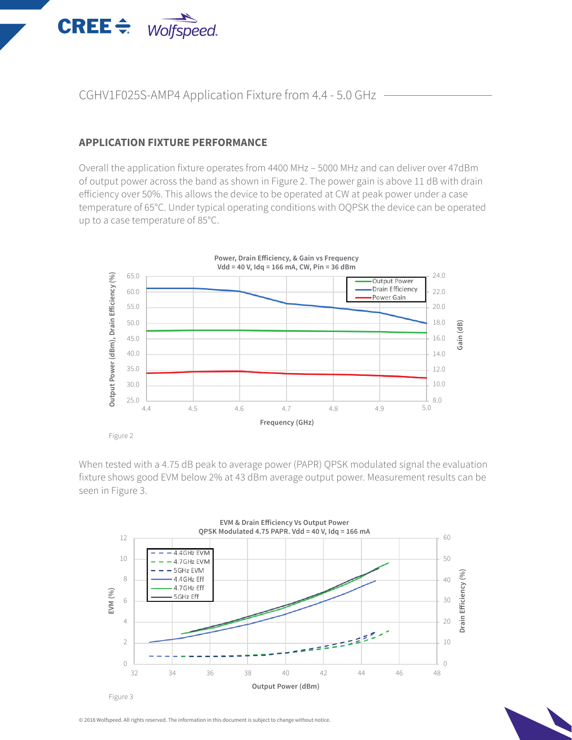## APPLICATION FIXTURE PERFORMANCE

Overall the application fixture operates from 4400 MHz – 5000 MHz and can deliver over 47dBm of output power across the band as shown in Figure 2. The power gain is above 11 dB with drain efficiency over 50%. This allows the device to be operated at CW at peak power under a case temperature of 65°C. Under typical operating conditions with OQPSK the device can be operated up to a case temperature of 85°C.

Figure 2

When tested with a 4.75 dB peak to average power (PAPR) QPSK modulated signal the evaluation fixture shows good EVM below 2% at 43 dBm average output power. Measurement results can be seen in Figure 3.

Figure 3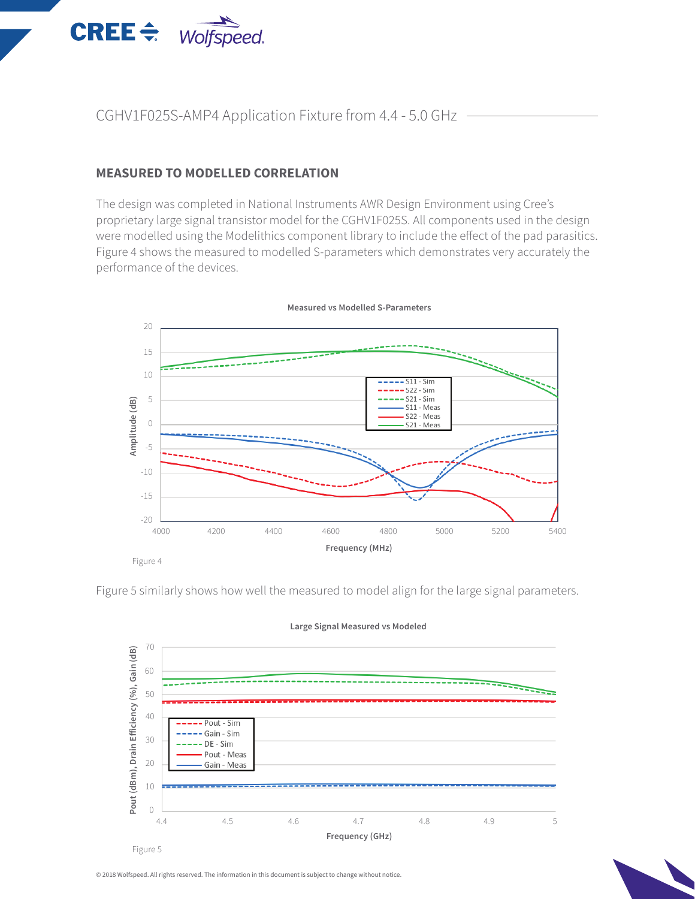## MEASURED TO MODELLED CORRELATION

The design was completed in National Instruments AWR Design Environment using Cree's proprietary large signal transistor model for the CGHV1F025S. All components used in the design were modelled using the Modelithics component library to include the effect of the pad parasitics. Figure 4 shows the measured to modelled S-parameters which demonstrates very accurately the performance of the devices.

Figure 4

Figure 5 similarly shows how well the measured to model align for the large signal parameters.

Figure 5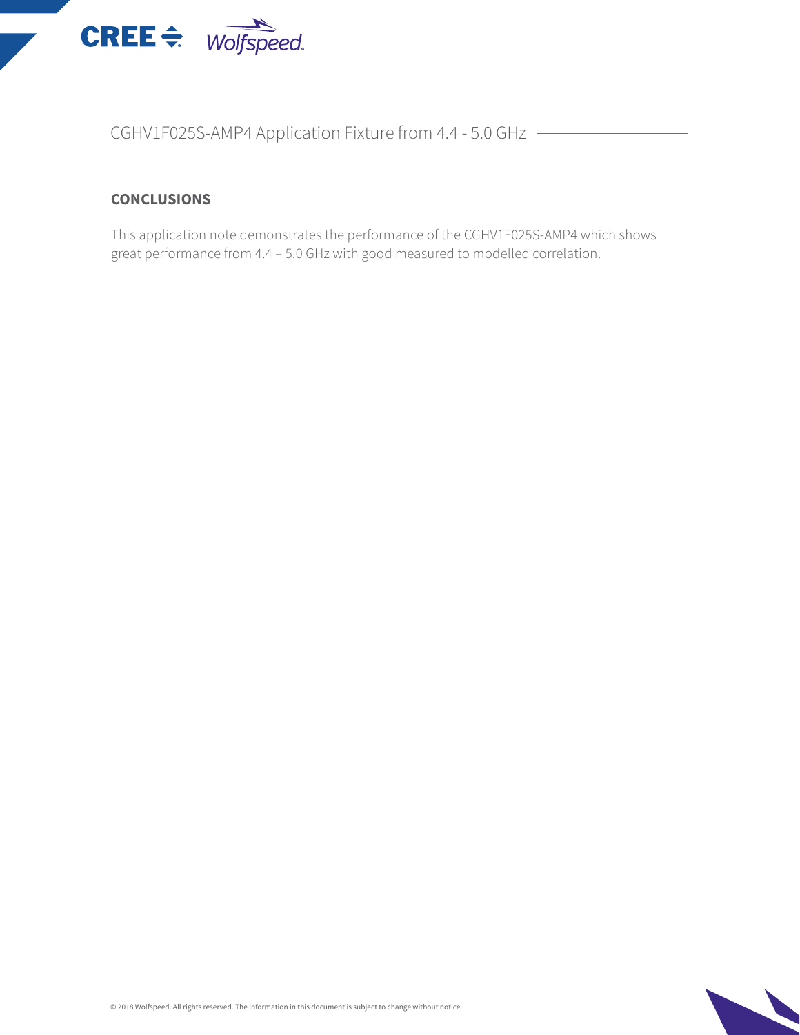## CONCLUSIONS

This application note demonstrates the performance of the CGHV1F025S-AMP4 which shows great performance from 4.4 – 5.0 GHz with good measured to modelled correlation.